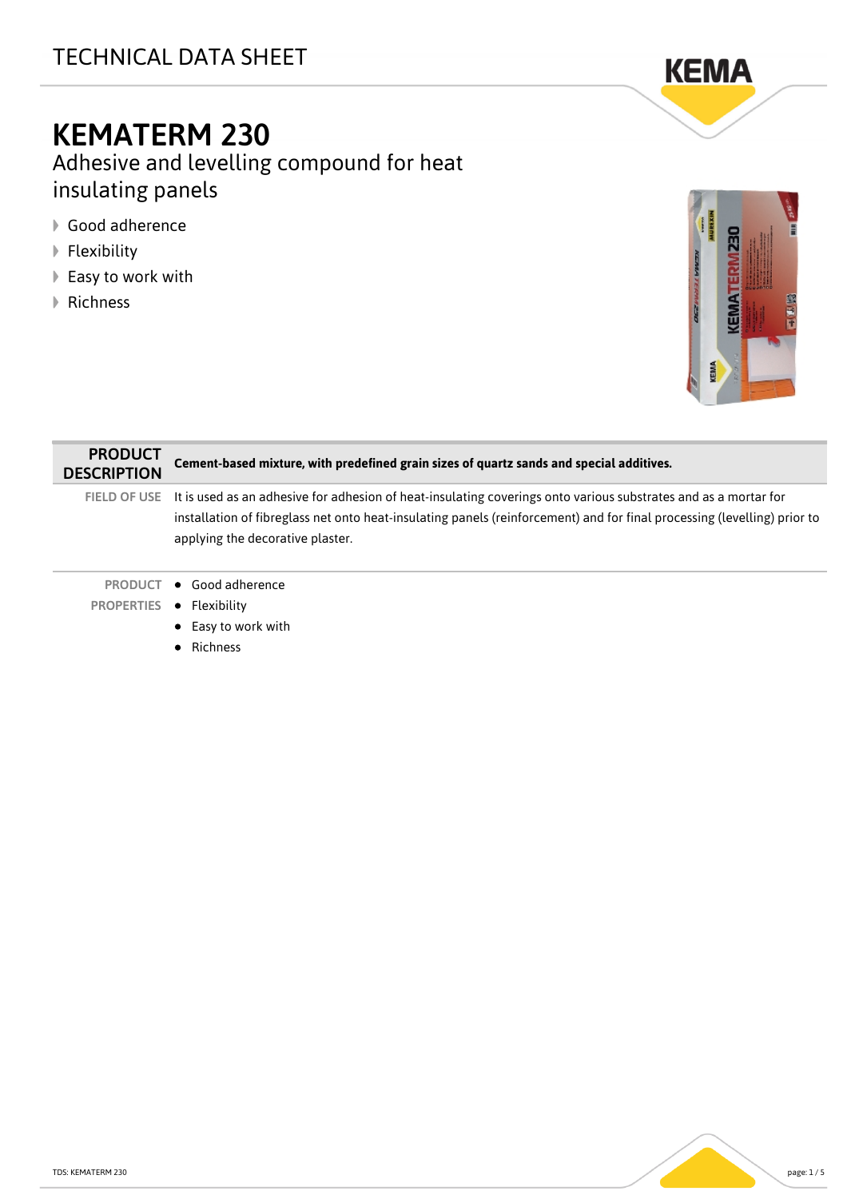TECHNICAL DATA SHEET

# KEMATERM 230

## Adhesive and levelling compound for heat insulating panels

- Good adherence
- Flexibility
- Easy to work with
- Richness

| PRODUCT DESCRIPTION | **Cement-based mixture, with predefined grain sizes of quartz sands and special additives.** |
|---|---|
| FIELD OF USE | It is used as an adhesive for adhesion of heat-insulating coverings onto various substrates and as a mortar for installation of fibreglass net onto heat-insulating panels (reinforcement) and for final processing (levelling) prior to applying the decorative plaster. |
| PRODUCT PROPERTIES | • Good adherence<br>• Flexibility<br>• Easy to work with<br>• Richness |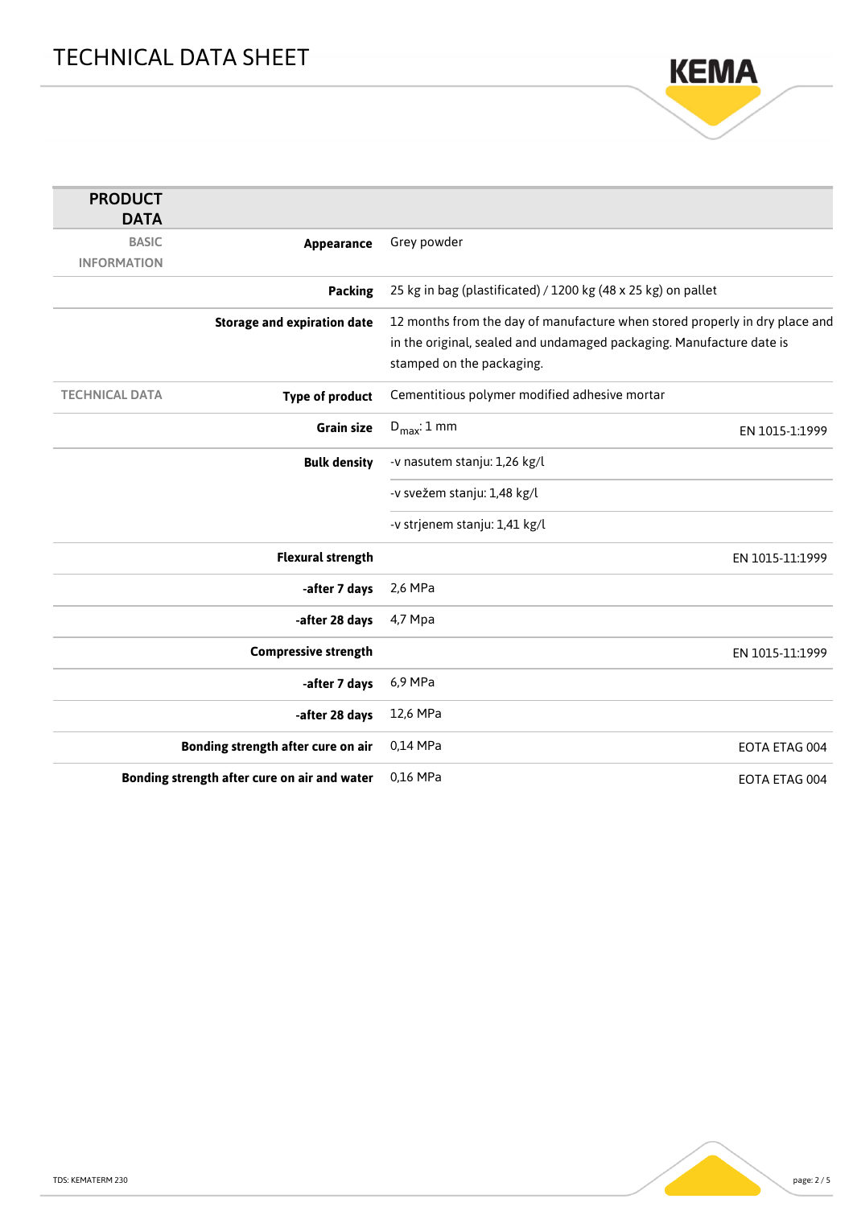## PRODUCT DATA

| | | | |
|---|---|---|---|
| BASIC INFORMATION | **Appearance** | Grey powder | |
| | **Packing** | 25 kg in bag (plastificated) / 1200 kg (48 x 25 kg) on pallet | |
| | **Storage and expiration date** | 12 months from the day of manufacture when stored properly in dry place and in the original, sealed and undamaged packaging. Manufacture date is stamped on the packaging. | |
| TECHNICAL DATA | **Type of product** | Cementitious polymer modified adhesive mortar | |
| | **Grain size** | $D_{max}$: 1 mm | EN 1015-1:1999 |
| | **Bulk density** | -v nasutem stanju: 1,26 kg/l | |
| | | -v svežem stanju: 1,48 kg/l | |
| | | -v strjenem stanju: 1,41 kg/l | |
| | **Flexural strength** | | EN 1015-11:1999 |
| | **-after 7 days** | 2,6 MPa | |
| | **-after 28 days** | 4,7 Mpa | |
| | **Compressive strength** | | EN 1015-11:1999 |
| | **-after 7 days** | 6,9 MPa | |
| | **-after 28 days** | 12,6 MPa | |
| | **Bonding strength after cure on air** | 0,14 MPa | EOTA ETAG 004 |
| | **Bonding strength after cure on air and water** | 0,16 MPa | EOTA ETAG 004 |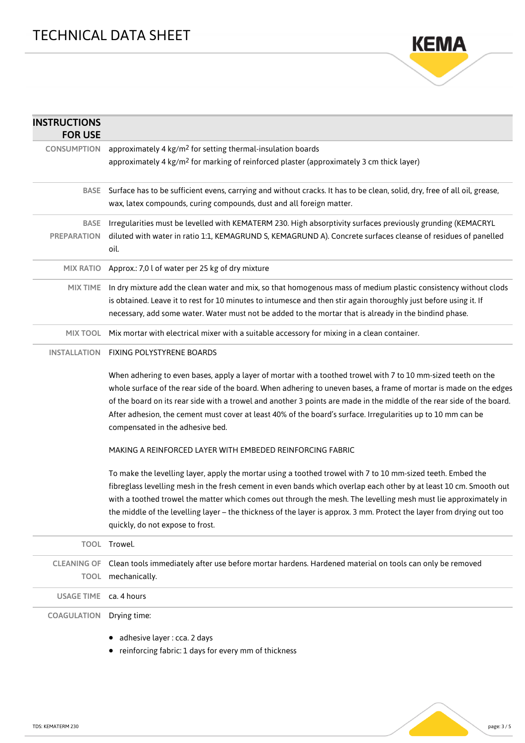# TECHNICAL DATA SHEET

## INSTRUCTIONS FOR USE

| | |
|---|---|
| CONSUMPTION | approximately 4 kg/m$^2$ for setting thermal-insulation boards<br>approximately 4 kg/m$^2$ for marking of reinforced plaster (approximately 3 cm thick layer) |
| BASE | Surface has to be sufficient evens, carrying and without cracks. It has to be clean, solid, dry, free of all oil, grease, wax, latex compounds, curing compounds, dust and all foreign matter. |
| BASE PREPARATION | Irregularities must be levelled with KEMATERM 230. High absorptivity surfaces previously grunding (KEMACRYL diluted with water in ratio 1:1, KEMAGRUND S, KEMAGRUND A). Concrete surfaces cleanse of residues of panelled oil. |
| MIX RATIO | Approx.: 7,0 l of water per 25 kg of dry mixture |
| MIX TIME | In dry mixture add the clean water and mix, so that homogenous mass of medium plastic consistency without clods is obtained. Leave it to rest for 10 minutes to intumesce and then stir again thoroughly just before using it. If necessary, add some water. Water must not be added to the mortar that is already in the bindind phase. |
| MIX TOOL | Mix mortar with electrical mixer with a suitable accessory for mixing in a clean container. |
| INSTALLATION | FIXING POLYSTYRENE BOARDS<br><br>When adhering to even bases, apply a layer of mortar with a toothed trowel with 7 to 10 mm-sized teeth on the whole surface of the rear side of the board. When adhering to uneven bases, a frame of mortar is made on the edges of the board on its rear side with a trowel and another 3 points are made in the middle of the rear side of the board. After adhesion, the cement must cover at least 40% of the board's surface. Irregularities up to 10 mm can be compensated in the adhesive bed.<br><br>MAKING A REINFORCED LAYER WITH EMBEDED REINFORCING FABRIC<br><br>To make the levelling layer, apply the mortar using a toothed trowel with 7 to 10 mm-sized teeth. Embed the fibreglass levelling mesh in the fresh cement in even bands which overlap each other by at least 10 cm. Smooth out with a toothed trowel the matter which comes out through the mesh. The levelling mesh must lie approximately in the middle of the levelling layer – the thickness of the layer is approx. 3 mm. Protect the layer from drying out too quickly, do not expose to frost. |
| TOOL | Trowel. |
| CLEANING OF TOOL | Clean tools immediately after use before mortar hardens. Hardened material on tools can only be removed mechanically. |
| USAGE TIME | ca. 4 hours |
| COAGULATION | Drying time:<br><br>• adhesive layer : cca. 2 days<br>• reinforcing fabric: 1 days for every mm of thickness |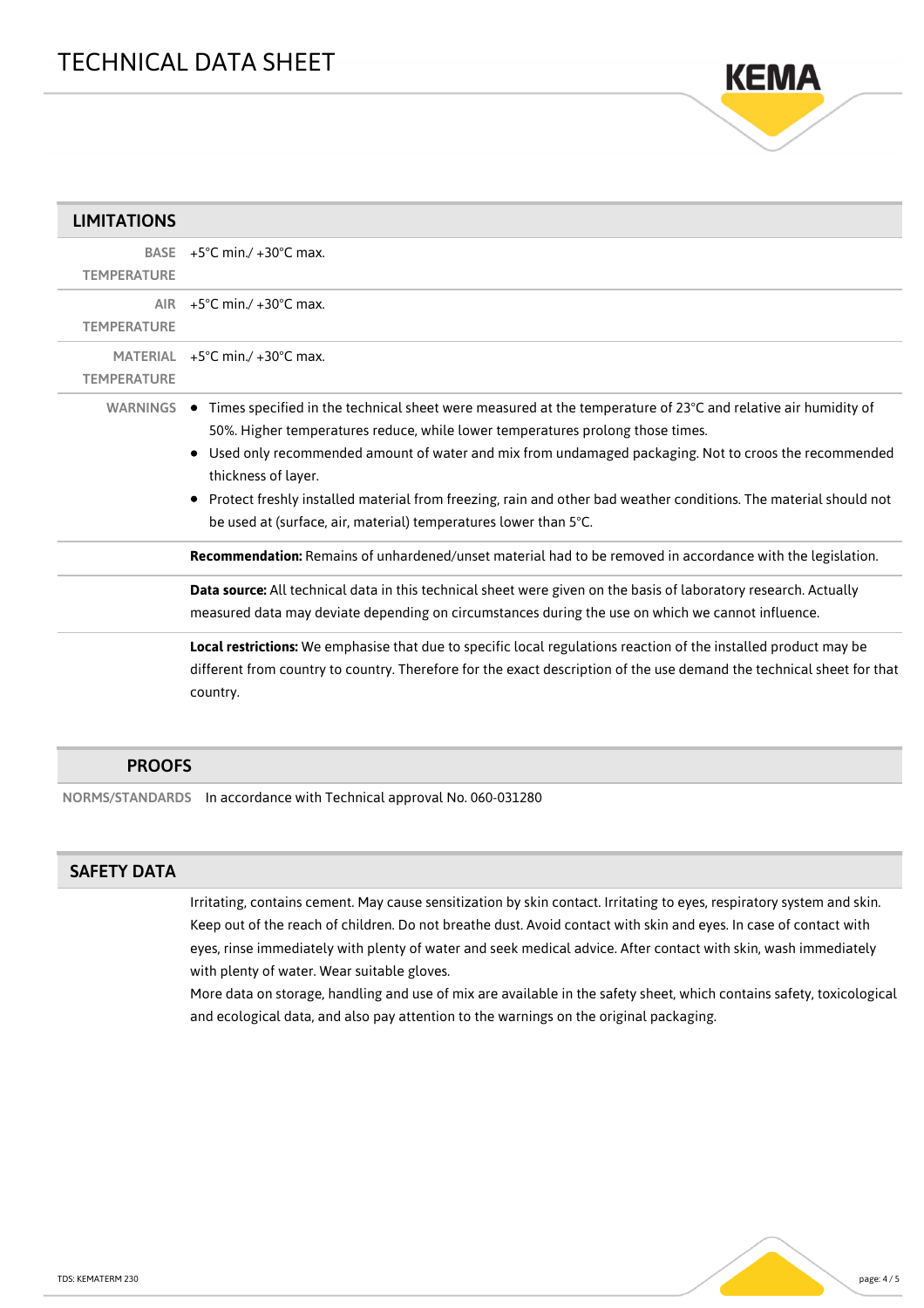## LIMITATIONS

| | |
|---|---|
| BASE TEMPERATURE | +5°C min./ +30°C max. |
| AIR TEMPERATURE | +5°C min./ +30°C max. |
| MATERIAL TEMPERATURE | +5°C min./ +30°C max. |

**WARNINGS**

- Times specified in the technical sheet were measured at the temperature of 23°C and relative air humidity of 50%. Higher temperatures reduce, while lower temperatures prolong those times.
- Used only recommended amount of water and mix from undamaged packaging. Not to croos the recommended thickness of layer.
- Protect freshly installed material from freezing, rain and other bad weather conditions. The material should not be used at (surface, air, material) temperatures lower than 5°C.

**Recommendation:** Remains of unhardened/unset material had to be removed in accordance with the legislation.

**Data source:** All technical data in this technical sheet were given on the basis of laboratory research. Actually measured data may deviate depending on circumstances during the use on which we cannot influence.

**Local restrictions:** We emphasise that due to specific local regulations reaction of the installed product may be different from country to country. Therefore for the exact description of the use demand the technical sheet for that country.

## PROOFS

NORMS/STANDARDS In accordance with Technical approval No. 060-031280

## SAFETY DATA

Irritating, contains cement. May cause sensitization by skin contact. Irritating to eyes, respiratory system and skin. Keep out of the reach of children. Do not breathe dust. Avoid contact with skin and eyes. In case of contact with eyes, rinse immediately with plenty of water and seek medical advice. After contact with skin, wash immediately with plenty of water. Wear suitable gloves.

More data on storage, handling and use of mix are available in the safety sheet, which contains safety, toxicological and ecological data, and also pay attention to the warnings on the original packaging.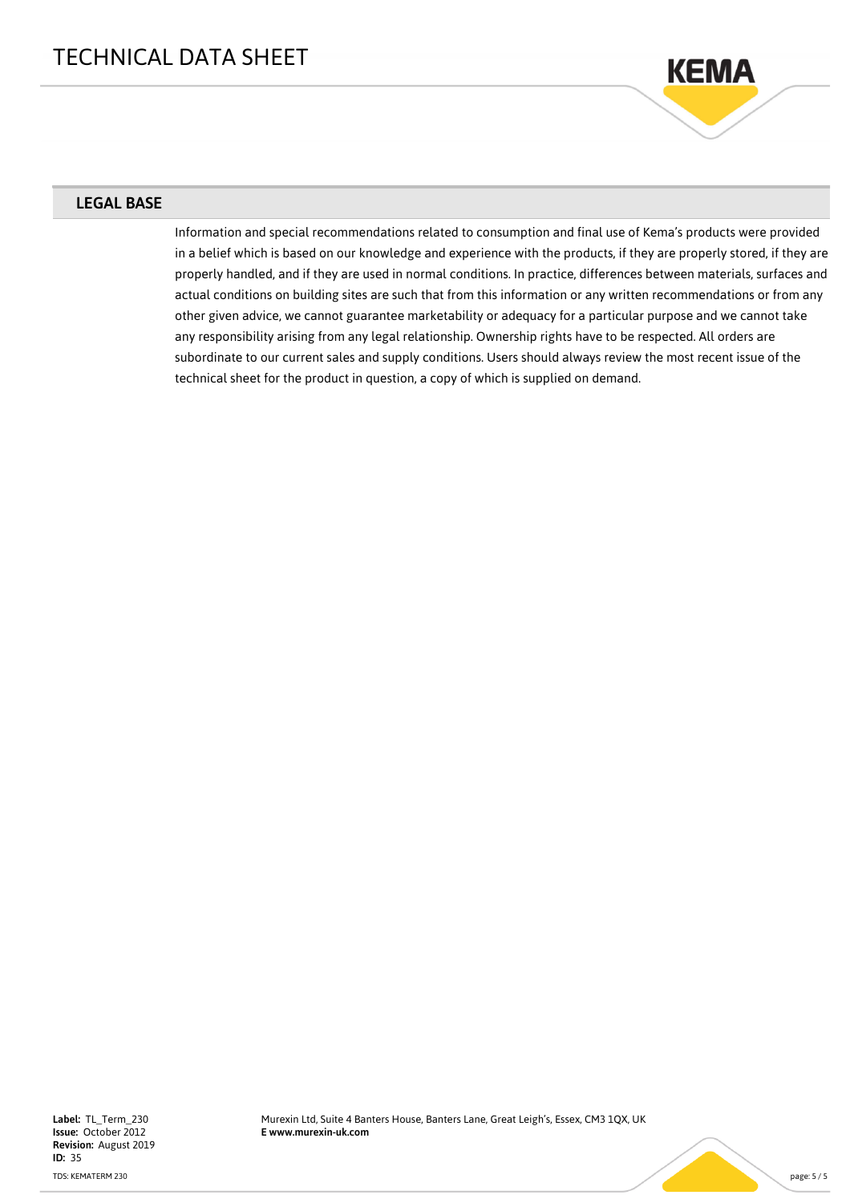## LEGAL BASE

Information and special recommendations related to consumption and final use of Kema's products were provided in a belief which is based on our knowledge and experience with the products, if they are properly stored, if they are properly handled, and if they are used in normal conditions. In practice, differences between materials, surfaces and actual conditions on building sites are such that from this information or any written recommendations or from any other given advice, we cannot guarantee marketability or adequacy for a particular purpose and we cannot take any responsibility arising from any legal relationship. Ownership rights have to be respected. All orders are subordinate to our current sales and supply conditions. Users should always review the most recent issue of the technical sheet for the product in question, a copy of which is supplied on demand.